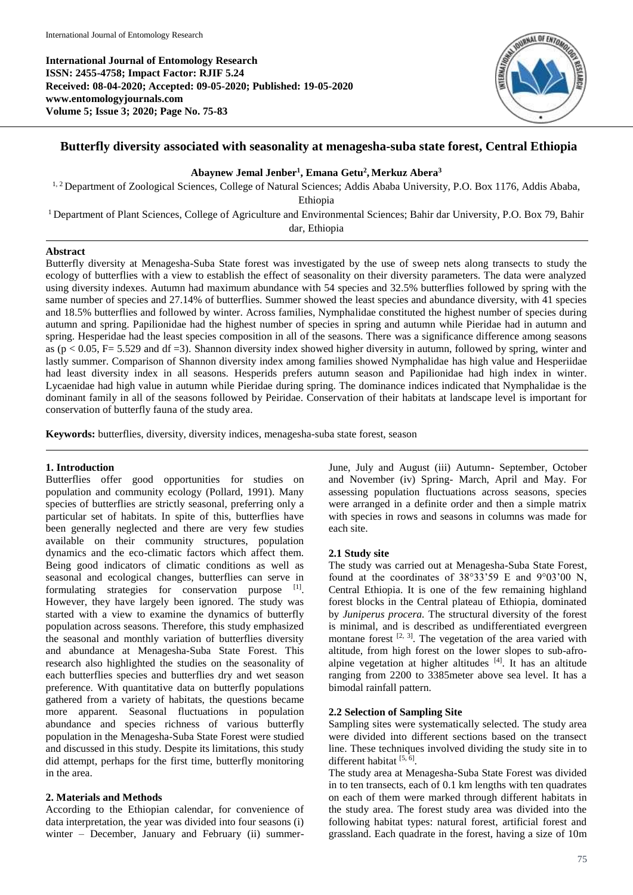**International Journal of Entomology Research**
**ISSN: 2455-4758; Impact Factor: RJIF 5.24**
**Received: 08-04-2020; Accepted: 09-05-2020; Published: 19-05-2020**
**www.entomologyjournals.com**
**Volume 5; Issue 3; 2020; Page No. 75-83**

# Butterfly diversity associated with seasonality at menagesha-suba state forest, Central Ethiopia

**Abaynew Jemal Jenber[1], Emana Getu[2], Merkuz Abera[3]**

[1, 2] Department of Zoological Sciences, College of Natural Sciences; Addis Ababa University, P.O. Box 1176, Addis Ababa, Ethiopia

[1] Department of Plant Sciences, College of Agriculture and Environmental Sciences; Bahir dar University, P.O. Box 79, Bahir dar, Ethiopia

## Abstract

Butterfly diversity at Menagesha-Suba State forest was investigated by the use of sweep nets along transects to study the ecology of butterflies with a view to establish the effect of seasonality on their diversity parameters. The data were analyzed using diversity indexes. Autumn had maximum abundance with 54 species and 32.5% butterflies followed by spring with the same number of species and 27.14% of butterflies. Summer showed the least species and abundance diversity, with 41 species and 18.5% butterflies and followed by winter. Across families, Nymphalidae constituted the highest number of species during autumn and spring. Papilionidae had the highest number of species in spring and autumn while Pieridae had in autumn and spring. Hesperidae had the least species composition in all of the seasons. There was a significance difference among seasons as ($p < 0.05$, F= 5.529 and df =3). Shannon diversity index showed higher diversity in autumn, followed by spring, winter and lastly summer. Comparison of Shannon diversity index among families showed Nymphalidae has high value and Hesperiidae had least diversity index in all seasons. Hesperids prefers autumn season and Papilionidae had high index in winter. Lycaenidae had high value in autumn while Pieridae during spring. The dominance indices indicated that Nymphalidae is the dominant family in all of the seasons followed by Peiridae. Conservation of their habitats at landscape level is important for conservation of butterfly fauna of the study area.

**Keywords:** butterflies, diversity, diversity indices, menagesha-suba state forest, season

## 1. Introduction

Butterflies offer good opportunities for studies on population and community ecology (Pollard, 1991). Many species of butterflies are strictly seasonal, preferring only a particular set of habitats. In spite of this, butterflies have been generally neglected and there are very few studies available on their community structures, population dynamics and the eco-climatic factors which affect them. Being good indicators of climatic conditions as well as seasonal and ecological changes, butterflies can serve in formulating strategies for conservation purpose [1]. However, they have largely been ignored. The study was started with a view to examine the dynamics of butterfly population across seasons. Therefore, this study emphasized the seasonal and monthly variation of butterflies diversity and abundance at Menagesha-Suba State Forest. This research also highlighted the studies on the seasonality of each butterflies species and butterflies dry and wet season preference. With quantitative data on butterfly populations gathered from a variety of habitats, the questions became more apparent. Seasonal fluctuations in population abundance and species richness of various butterfly population in the Menagesha-Suba State Forest were studied and discussed in this study. Despite its limitations, this study did attempt, perhaps for the first time, butterfly monitoring in the area.

## 2. Materials and Methods

According to the Ethiopian calendar, for convenience of data interpretation, the year was divided into four seasons (i) winter – December, January and February (ii) summer- June, July and August (iii) Autumn- September, October and November (iv) Spring- March, April and May. For assessing population fluctuations across seasons, species were arranged in a definite order and then a simple matrix with species in rows and seasons in columns was made for each site.

### 2.1 Study site

The study was carried out at Menagesha-Suba State Forest, found at the coordinates of 38°33'59 E and 9°03'00 N, Central Ethiopia. It is one of the few remaining highland forest blocks in the Central plateau of Ethiopia, dominated by *Juniperus procera*. The structural diversity of the forest is minimal, and is described as undifferentiated evergreen montane forest [2, 3]. The vegetation of the area varied with altitude, from high forest on the lower slopes to sub-afro-alpine vegetation at higher altitudes [4]. It has an altitude ranging from 2200 to 3385meter above sea level. It has a bimodal rainfall pattern.

### 2.2 Selection of Sampling Site

Sampling sites were systematically selected. The study area were divided into different sections based on the transect line. These techniques involved dividing the study site in to different habitat [5, 6].

The study area at Menagesha-Suba State Forest was divided in to ten transects, each of 0.1 km lengths with ten quadrates on each of them were marked through different habitats in the study area. The forest study area was divided into the following habitat types: natural forest, artificial forest and grassland. Each quadrate in the forest, having a size of 10m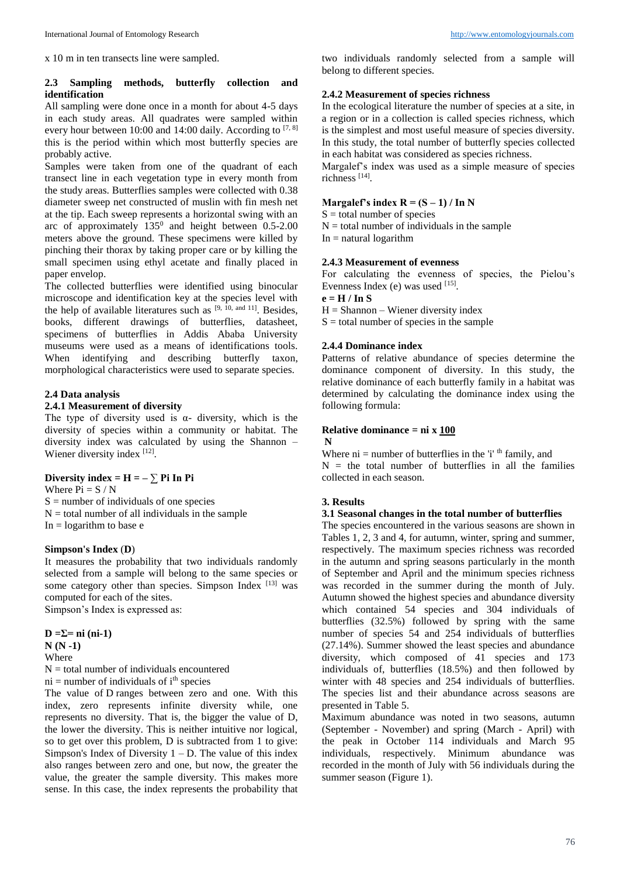x 10 m in ten transects line were sampled.

### 2.3 Sampling methods, butterfly collection and identification

All sampling were done once in a month for about 4-5 days in each study areas. All quadrates were sampled within every hour between 10:00 and 14:00 daily. According to [7, 8] this is the period within which most butterfly species are probably active.

Samples were taken from one of the quadrant of each transect line in each vegetation type in every month from the study areas. Butterflies samples were collected with 0.38 diameter sweep net constructed of muslin with fin mesh net at the tip. Each sweep represents a horizontal swing with an arc of approximately $135^0$ and height between 0.5-2.00 meters above the ground. These specimens were killed by pinching their thorax by taking proper care or by killing the small specimen using ethyl acetate and finally placed in paper envelop.

The collected butterflies were identified using binocular microscope and identification key at the species level with the help of available literatures such as [9, 10, and 11]. Besides, books, different drawings of butterflies, datasheet, specimens of butterflies in Addis Ababa University museums were used as a means of identifications tools. When identifying and describing butterfly taxon, morphological characteristics were used to separate species.

### 2.4 Data analysis

#### 2.4.1 Measurement of diversity

The type of diversity used is α- diversity, which is the diversity of species within a community or habitat. The diversity index was calculated by using the Shannon – Wiener diversity index [12].

**Diversity index = H = – ∑ Pi In Pi**

Where Pi = S / N
S = number of individuals of one species
N = total number of all individuals in the sample
In = logarithm to base e

**Simpson's Index (D)**

It measures the probability that two individuals randomly selected from a sample will belong to the same species or some category other than species. Simpson Index [13] was computed for each of the sites.

Simpson's Index is expressed as:

$$D = \frac{\Sigma\, n_i (n_i - 1)}{N (N - 1)}$$

Where
N = total number of individuals encountered
ni = number of individuals of $i^{th}$ species

The value of D ranges between zero and one. With this index, zero represents infinite diversity while, one represents no diversity. That is, the bigger the value of D, the lower the diversity. This is neither intuitive nor logical, so to get over this problem, D is subtracted from 1 to give: Simpson's Index of Diversity 1 – D. The value of this index also ranges between zero and one, but now, the greater the value, the greater the sample diversity. This makes more sense. In this case, the index represents the probability that two individuals randomly selected from a sample will belong to different species.

#### 2.4.2 Measurement of species richness

In the ecological literature the number of species at a site, in a region or in a collection is called species richness, which is the simplest and most useful measure of species diversity. In this study, the total number of butterfly species collected in each habitat was considered as species richness.

Margalef's index was used as a simple measure of species richness [14].

**Margalef's index R = (S – 1) / In N**

S = total number of species
N = total number of individuals in the sample
In = natural logarithm

#### 2.4.3 Measurement of evenness

For calculating the evenness of species, the Pielou's Evenness Index (e) was used [15].

**e = H / In S**

H = Shannon – Wiener diversity index
S = total number of species in the sample

#### 2.4.4 Dominance index

Patterns of relative abundance of species determine the dominance component of diversity. In this study, the relative dominance of each butterfly family in a habitat was determined by calculating the dominance index using the following formula:

$$\text{Relative dominance} = \frac{n_i \times 100}{N}$$

Where ni = number of butterflies in the 'i' th family, and
N = the total number of butterflies in all the families collected in each season.

## 3. Results

### 3.1 Seasonal changes in the total number of butterflies

The species encountered in the various seasons are shown in Tables 1, 2, 3 and 4, for autumn, winter, spring and summer, respectively. The maximum species richness was recorded in the autumn and spring seasons particularly in the month of September and April and the minimum species richness was recorded in the summer during the month of July. Autumn showed the highest species and abundance diversity which contained 54 species and 304 individuals of butterflies (32.5%) followed by spring with the same number of species 54 and 254 individuals of butterflies (27.14%). Summer showed the least species and abundance diversity, which composed of 41 species and 173 individuals of, butterflies (18.5%) and then followed by winter with 48 species and 254 individuals of butterflies. The species list and their abundance across seasons are presented in Table 5.

Maximum abundance was noted in two seasons, autumn (September - November) and spring (March - April) with the peak in October 114 individuals and March 95 individuals, respectively. Minimum abundance was recorded in the month of July with 56 individuals during the summer season (Figure 1).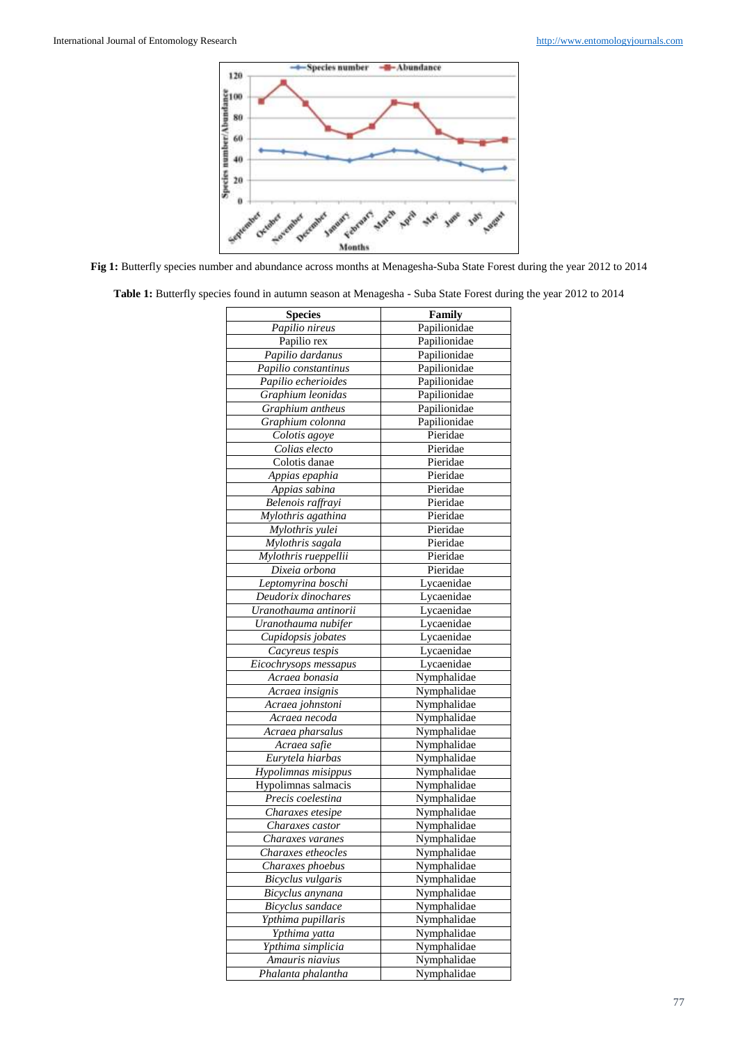Species number   Abundance

120
100
80
60
40
20
0

Species number/Abundance

September October November December January February March April May June July August

Months

**Fig 1:** Butterfly species number and abundance across months at Menagesha-Suba State Forest during the year 2012 to 2014

**Table 1:** Butterfly species found in autumn season at Menagesha - Suba State Forest during the year 2012 to 2014

| Species | Family |
|---|---|
| *Papilio nireus* | Papilionidae |
| Papilio rex | Papilionidae |
| *Papilio dardanus* | Papilionidae |
| *Papilio constantinus* | Papilionidae |
| *Papilio echerioides* | Papilionidae |
| *Graphium leonidas* | Papilionidae |
| *Graphium antheus* | Papilionidae |
| *Graphium colonna* | Papilionidae |
| *Colotis agoye* | Pieridae |
| *Colias electo* | Pieridae |
| Colotis danae | Pieridae |
| *Appias epaphia* | Pieridae |
| *Appias sabina* | Pieridae |
| *Belenois raffrayi* | Pieridae |
| *Mylothris agathina* | Pieridae |
| *Mylothris yulei* | Pieridae |
| *Mylothris sagala* | Pieridae |
| *Mylothris rueppellii* | Pieridae |
| *Dixeia orbona* | Pieridae |
| *Leptomyrina boschi* | Lycaenidae |
| *Deudorix dinochares* | Lycaenidae |
| *Uranothauma antinorii* | Lycaenidae |
| *Uranothauma nubifer* | Lycaenidae |
| *Cupidopsis jobates* | Lycaenidae |
| *Cacyreus tespis* | Lycaenidae |
| *Eicochrysops messapus* | Lycaenidae |
| *Acraea bonasia* | Nymphalidae |
| *Acraea insignis* | Nymphalidae |
| *Acraea johnstoni* | Nymphalidae |
| *Acraea necoda* | Nymphalidae |
| *Acraea pharsalus* | Nymphalidae |
| *Acraea safie* | Nymphalidae |
| *Eurytela hiarbas* | Nymphalidae |
| *Hypolimnas misippus* | Nymphalidae |
| Hypolimnas salmacis | Nymphalidae |
| *Precis coelestina* | Nymphalidae |
| *Charaxes etesipe* | Nymphalidae |
| *Charaxes castor* | Nymphalidae |
| *Charaxes varanes* | Nymphalidae |
| *Charaxes etheocles* | Nymphalidae |
| *Charaxes phoebus* | Nymphalidae |
| *Bicyclus vulgaris* | Nymphalidae |
| *Bicyclus anynana* | Nymphalidae |
| *Bicyclus sandace* | Nymphalidae |
| *Ypthima pupillaris* | Nymphalidae |
| *Ypthima yatta* | Nymphalidae |
| *Ypthima simplicia* | Nymphalidae |
| *Amauris niavius* | Nymphalidae |
| *Phalanta phalantha* | Nymphalidae |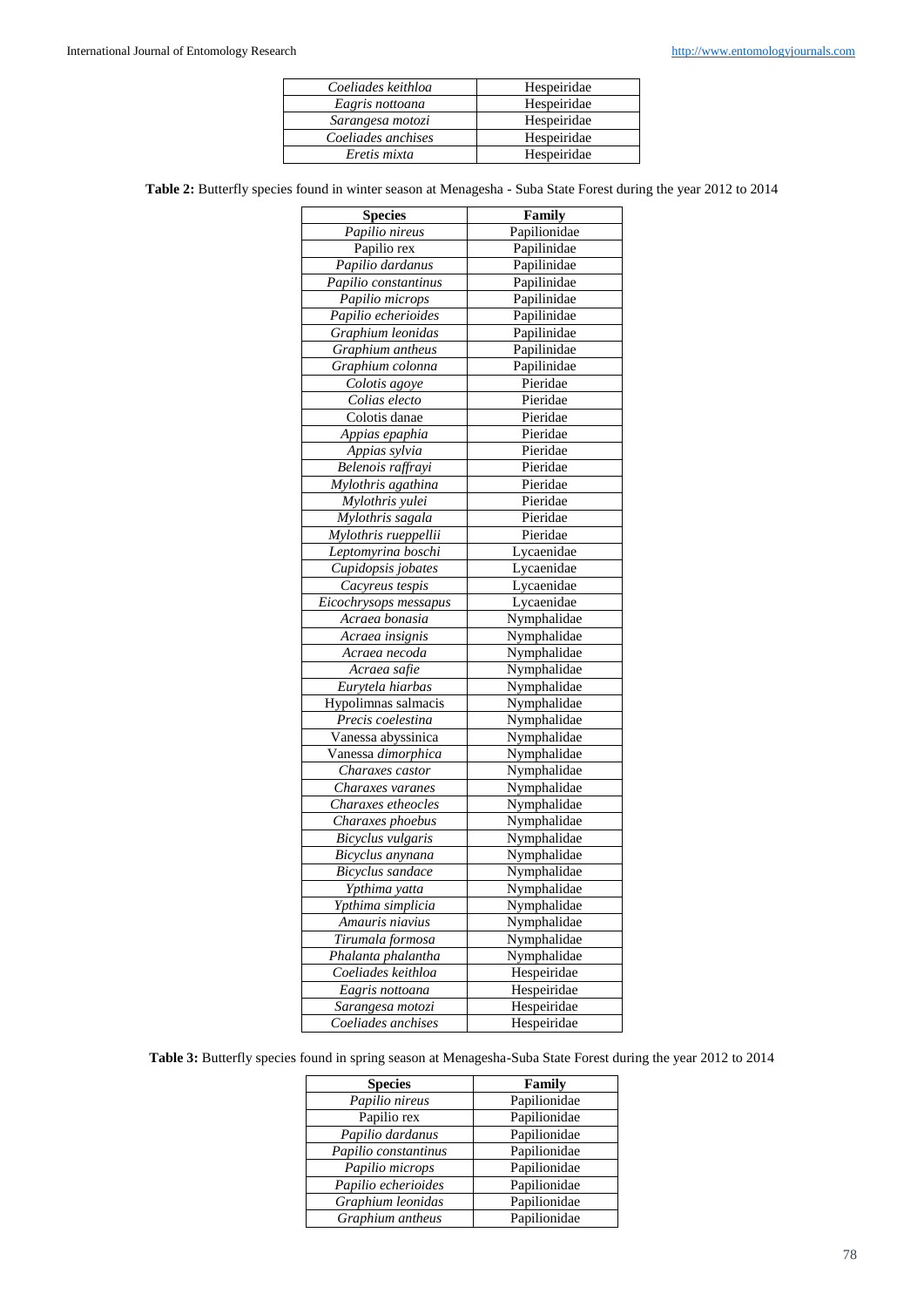| | |
|---|---|
| *Coeliades keithloa* | Hespeiridae |
| *Eagris nottoana* | Hespeiridae |
| *Sarangesa motozi* | Hespeiridae |
| *Coeliades anchises* | Hespeiridae |
| *Eretis mixta* | Hespeiridae |

**Table 2:** Butterfly species found in winter season at Menagesha - Suba State Forest during the year 2012 to 2014

| Species | Family |
|---|---|
| *Papilio nireus* | Papilionidae |
| Papilio rex | Papilinidae |
| *Papilio dardanus* | Papilinidae |
| *Papilio constantinus* | Papilinidae |
| *Papilio microps* | Papilinidae |
| *Papilio echerioides* | Papilinidae |
| *Graphium leonidas* | Papilinidae |
| *Graphium antheus* | Papilinidae |
| *Graphium colonna* | Papilinidae |
| *Colotis agoye* | Pieridae |
| *Colias electo* | Pieridae |
| Colotis danae | Pieridae |
| *Appias epaphia* | Pieridae |
| *Appias sylvia* | Pieridae |
| *Belenois raffrayi* | Pieridae |
| *Mylothris agathina* | Pieridae |
| *Mylothris yulei* | Pieridae |
| *Mylothris sagala* | Pieridae |
| *Mylothris rueppellii* | Pieridae |
| *Leptomyrina boschi* | Lycaenidae |
| *Cupidopsis jobates* | Lycaenidae |
| *Cacyreus tespis* | Lycaenidae |
| *Eicochrysops messapus* | Lycaenidae |
| *Acraea bonasia* | Nymphalidae |
| *Acraea insignis* | Nymphalidae |
| *Acraea necoda* | Nymphalidae |
| *Acraea safie* | Nymphalidae |
| *Eurytela hiarbas* | Nymphalidae |
| Hypolimnas salmacis | Nymphalidae |
| *Precis coelestina* | Nymphalidae |
| Vanessa abyssinica | Nymphalidae |
| Vanessa *dimorphica* | Nymphalidae |
| *Charaxes castor* | Nymphalidae |
| *Charaxes varanes* | Nymphalidae |
| *Charaxes etheocles* | Nymphalidae |
| *Charaxes phoebus* | Nymphalidae |
| *Bicyclus vulgaris* | Nymphalidae |
| *Bicyclus anynana* | Nymphalidae |
| *Bicyclus sandace* | Nymphalidae |
| *Ypthima yatta* | Nymphalidae |
| *Ypthima simplicia* | Nymphalidae |
| *Amauris niavius* | Nymphalidae |
| *Tirumala formosa* | Nymphalidae |
| *Phalanta phalantha* | Nymphalidae |
| *Coeliades keithloa* | Hespeiridae |
| *Eagris nottoana* | Hespeiridae |
| *Sarangesa motozi* | Hespeiridae |
| *Coeliades anchises* | Hespeiridae |

**Table 3:** Butterfly species found in spring season at Menagesha-Suba State Forest during the year 2012 to 2014

| Species | Family |
|---|---|
| *Papilio nireus* | Papilionidae |
| Papilio rex | Papilionidae |
| *Papilio dardanus* | Papilionidae |
| *Papilio constantinus* | Papilionidae |
| *Papilio microps* | Papilionidae |
| *Papilio echerioides* | Papilionidae |
| *Graphium leonidas* | Papilionidae |
| *Graphium antheus* | Papilionidae |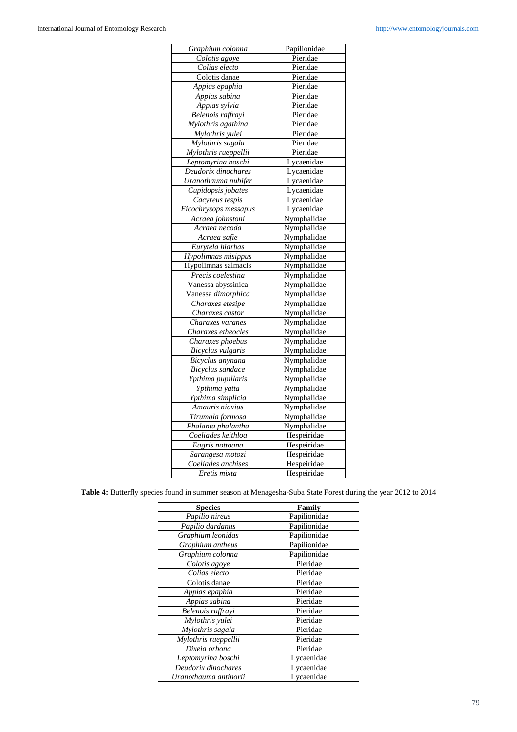| Graphium colonna | Papilionidae |
|---|---|
| Colotis agoye | Pieridae |
| Colias electo | Pieridae |
| Colotis danae | Pieridae |
| Appias epaphia | Pieridae |
| Appias sabina | Pieridae |
| Appias sylvia | Pieridae |
| Belenois raffrayi | Pieridae |
| Mylothris agathina | Pieridae |
| Mylothris yulei | Pieridae |
| Mylothris sagala | Pieridae |
| Mylothris rueppellii | Pieridae |
| Leptomyrina boschi | Lycaenidae |
| Deudorix dinochares | Lycaenidae |
| Uranothauma nubifer | Lycaenidae |
| Cupidopsis jobates | Lycaenidae |
| Cacyreus tespis | Lycaenidae |
| Eicochrysops messapus | Lycaenidae |
| Acraea johnstoni | Nymphalidae |
| Acraea necoda | Nymphalidae |
| Acraea safie | Nymphalidae |
| Eurytela hiarbas | Nymphalidae |
| Hypolimnas misippus | Nymphalidae |
| Hypolimnas salmacis | Nymphalidae |
| Precis coelestina | Nymphalidae |
| Vanessa abyssinica | Nymphalidae |
| Vanessa dimorphica | Nymphalidae |
| Charaxes etesipe | Nymphalidae |
| Charaxes castor | Nymphalidae |
| Charaxes varanes | Nymphalidae |
| Charaxes etheocles | Nymphalidae |
| Charaxes phoebus | Nymphalidae |
| Bicyclus vulgaris | Nymphalidae |
| Bicyclus anynana | Nymphalidae |
| Bicyclus sandace | Nymphalidae |
| Ypthima pupillaris | Nymphalidae |
| Ypthima yatta | Nymphalidae |
| Ypthima simplicia | Nymphalidae |
| Amauris niavius | Nymphalidae |
| Tirumala formosa | Nymphalidae |
| Phalanta phalantha | Nymphalidae |
| Coeliades keithloa | Hespeiridae |
| Eagris nottoana | Hespeiridae |
| Sarangesa motozi | Hespeiridae |
| Coeliades anchises | Hespeiridae |
| Eretis mixta | Hespeiridae |

**Table 4:** Butterfly species found in summer season at Menagesha-Suba State Forest during the year 2012 to 2014

| Species | Family |
|---|---|
| Papilio nireus | Papilionidae |
| Papilio dardanus | Papilionidae |
| Graphium leonidas | Papilionidae |
| Graphium antheus | Papilionidae |
| Graphium colonna | Papilionidae |
| Colotis agoye | Pieridae |
| Colias electo | Pieridae |
| Colotis danae | Pieridae |
| Appias epaphia | Pieridae |
| Appias sabina | Pieridae |
| Belenois raffrayi | Pieridae |
| Mylothris yulei | Pieridae |
| Mylothris sagala | Pieridae |
| Mylothris rueppellii | Pieridae |
| Dixeia orbona | Pieridae |
| Leptomyrina boschi | Lycaenidae |
| Deudorix dinochares | Lycaenidae |
| Uranothauma antinorii | Lycaenidae |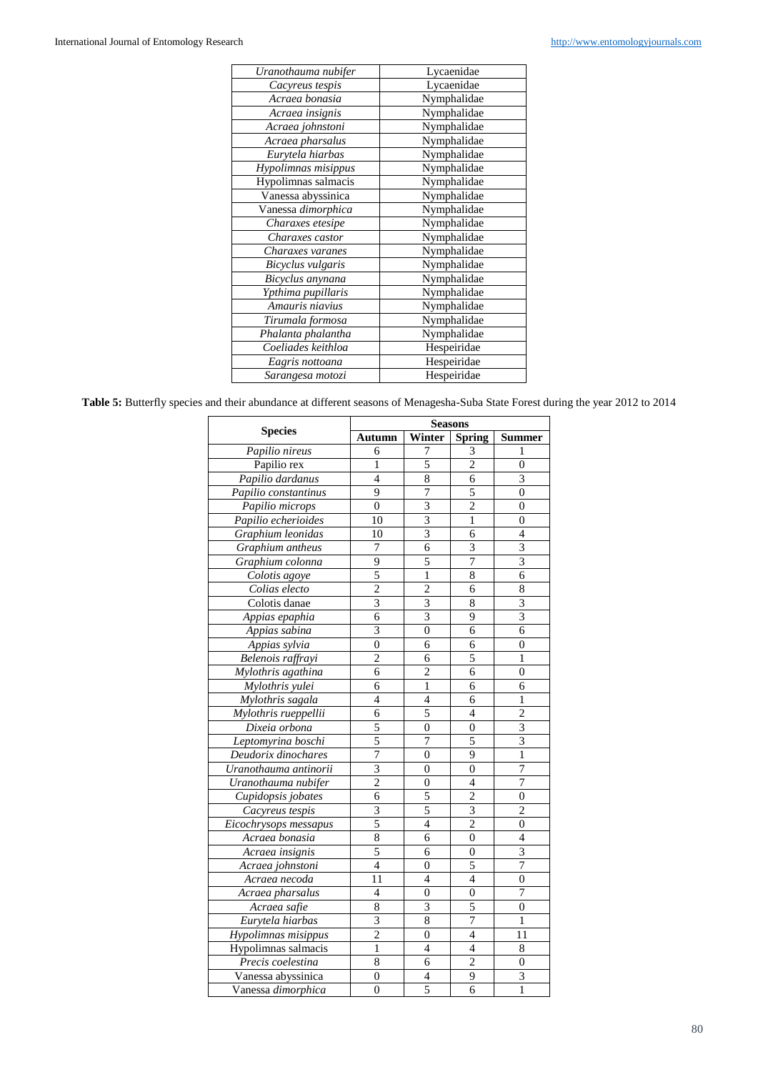| | |
|---|---|
| *Uranothauma nubifer* | Lycaenidae |
| *Cacyreus tespis* | Lycaenidae |
| *Acraea bonasia* | Nymphalidae |
| *Acraea insignis* | Nymphalidae |
| *Acraea johnstoni* | Nymphalidae |
| *Acraea pharsalus* | Nymphalidae |
| *Eurytela hiarbas* | Nymphalidae |
| *Hypolimnas misippus* | Nymphalidae |
| Hypolimnas salmacis | Nymphalidae |
| Vanessa abyssinica | Nymphalidae |
| Vanessa *dimorphica* | Nymphalidae |
| *Charaxes etesipe* | Nymphalidae |
| *Charaxes castor* | Nymphalidae |
| *Charaxes varanes* | Nymphalidae |
| *Bicyclus vulgaris* | Nymphalidae |
| *Bicyclus anynana* | Nymphalidae |
| *Ypthima pupillaris* | Nymphalidae |
| *Amauris niavius* | Nymphalidae |
| *Tirumala formosa* | Nymphalidae |
| *Phalanta phalantha* | Nymphalidae |
| *Coeliades keithloa* | Hespeiridae |
| *Eagris nottoana* | Hespeiridae |
| *Sarangesa motozi* | Hespeiridae |

**Table 5:** Butterfly species and their abundance at different seasons of Menagesha-Suba State Forest during the year 2012 to 2014

| Species | Seasons | | | |
|---|---|---|---|---|
| | **Autumn** | **Winter** | **Spring** | **Summer** |
| *Papilio nireus* | 6 | 7 | 3 | 1 |
| Papilio rex | 1 | 5 | 2 | 0 |
| *Papilio dardanus* | 4 | 8 | 6 | 3 |
| *Papilio constantinus* | 9 | 7 | 5 | 0 |
| *Papilio microps* | 0 | 3 | 2 | 0 |
| *Papilio echerioides* | 10 | 3 | 1 | 0 |
| *Graphium leonidas* | 10 | 3 | 6 | 4 |
| *Graphium antheus* | 7 | 6 | 3 | 3 |
| *Graphium colonna* | 9 | 5 | 7 | 3 |
| *Colotis agoye* | 5 | 1 | 8 | 6 |
| *Colias electo* | 2 | 2 | 6 | 8 |
| Colotis danae | 3 | 3 | 8 | 3 |
| *Appias epaphia* | 6 | 3 | 9 | 3 |
| *Appias sabina* | 3 | 0 | 6 | 6 |
| *Appias sylvia* | 0 | 6 | 6 | 0 |
| *Belenois raffrayi* | 2 | 6 | 5 | 1 |
| *Mylothris agathina* | 6 | 2 | 6 | 0 |
| *Mylothris yulei* | 6 | 1 | 6 | 6 |
| *Mylothris sagala* | 4 | 4 | 6 | 1 |
| *Mylothris rueppellii* | 6 | 5 | 4 | 2 |
| *Dixeia orbona* | 5 | 0 | 0 | 3 |
| *Leptomyrina boschi* | 5 | 7 | 5 | 3 |
| *Deudorix dinochares* | 7 | 0 | 9 | 1 |
| *Uranothauma antinorii* | 3 | 0 | 0 | 7 |
| *Uranothauma nubifer* | 2 | 0 | 4 | 7 |
| *Cupidopsis jobates* | 6 | 5 | 2 | 0 |
| *Cacyreus tespis* | 3 | 5 | 3 | 2 |
| *Eicochrysops messapus* | 5 | 4 | 2 | 0 |
| *Acraea bonasia* | 8 | 6 | 0 | 4 |
| *Acraea insignis* | 5 | 6 | 0 | 3 |
| *Acraea johnstoni* | 4 | 0 | 5 | 7 |
| *Acraea necoda* | 11 | 4 | 4 | 0 |
| *Acraea pharsalus* | 4 | 0 | 0 | 7 |
| *Acraea safie* | 8 | 3 | 5 | 0 |
| *Eurytela hiarbas* | 3 | 8 | 7 | 1 |
| *Hypolimnas misippus* | 2 | 0 | 4 | 11 |
| Hypolimnas salmacis | 1 | 4 | 4 | 8 |
| *Precis coelestina* | 8 | 6 | 2 | 0 |
| Vanessa abyssinica | 0 | 4 | 9 | 3 |
| Vanessa *dimorphica* | 0 | 5 | 6 | 1 |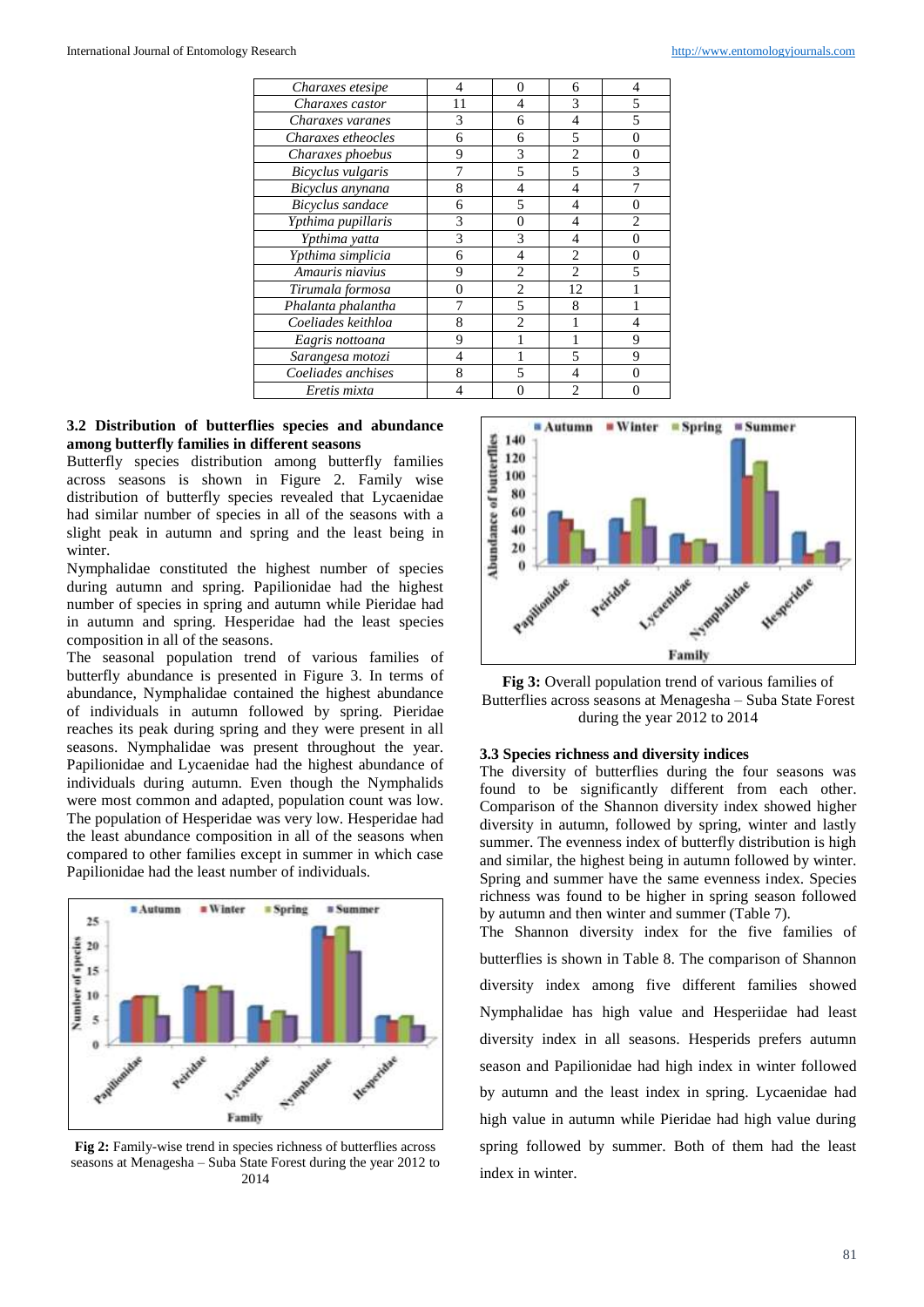| | | | | |
|---|---|---|---|---|
| *Charaxes etesipe* | 4 | 0 | 6 | 4 |
| *Charaxes castor* | 11 | 4 | 3 | 5 |
| *Charaxes varanes* | 3 | 6 | 4 | 5 |
| *Charaxes etheocles* | 6 | 6 | 5 | 0 |
| *Charaxes phoebus* | 9 | 3 | 2 | 0 |
| *Bicyclus vulgaris* | 7 | 5 | 5 | 3 |
| *Bicyclus anynana* | 8 | 4 | 4 | 7 |
| *Bicyclus sandace* | 6 | 5 | 4 | 0 |
| *Ypthima pupillaris* | 3 | 0 | 4 | 2 |
| *Ypthima yatta* | 3 | 3 | 4 | 0 |
| *Ypthima simplicia* | 6 | 4 | 2 | 0 |
| *Amauris niavius* | 9 | 2 | 2 | 5 |
| *Tirumala formosa* | 0 | 2 | 12 | 1 |
| *Phalanta phalantha* | 7 | 5 | 8 | 1 |
| *Coeliades keithloa* | 8 | 2 | 1 | 4 |
| *Eagris nottoana* | 9 | 1 | 1 | 9 |
| *Sarangesa motozi* | 4 | 1 | 5 | 9 |
| *Coeliades anchises* | 8 | 5 | 4 | 0 |
| *Eretis mixta* | 4 | 0 | 2 | 0 |

**3.2 Distribution of butterflies species and abundance among butterfly families in different seasons**

Butterfly species distribution among butterfly families across seasons is shown in Figure 2. Family wise distribution of butterfly species revealed that Lycaenidae had similar number of species in all of the seasons with a slight peak in autumn and spring and the least being in winter.

Nymphalidae constituted the highest number of species during autumn and spring. Papilionidae had the highest number of species in spring and autumn while Pieridae had in autumn and spring. Hesperidae had the least species composition in all of the seasons.

The seasonal population trend of various families of butterfly abundance is presented in Figure 3. In terms of abundance, Nymphalidae contained the highest abundance of individuals in autumn followed by spring. Pieridae reaches its peak during spring and they were present in all seasons. Nymphalidae was present throughout the year. Papilionidae and Lycaenidae had the highest abundance of individuals during autumn. Even though the Nymphalids were most common and adapted, population count was low. The population of Hesperidae was very low. Hesperidae had the least abundance composition in all of the seasons when compared to other families except in summer in which case Papilionidae had the least number of individuals.

Autumn  Winter  Spring  Summer
Number of species
25
20
15
10
5
0
Papilionidae  Peiridae  Lycaenidae  Nymphalidae  Hesperidae
Family

**Fig 2:** Family-wise trend in species richness of butterflies across seasons at Menagesha – Suba State Forest during the year 2012 to 2014

Autumn  Winter  Spring  Summer
Abundance of butterflies
140
120
100
80
60
40
20
0
Papilionidae  Peiridae  Lycaenidae  Nymphalidae  Hesperidae
Family

**Fig 3:** Overall population trend of various families of Butterflies across seasons at Menagesha – Suba State Forest during the year 2012 to 2014

**3.3 Species richness and diversity indices**

The diversity of butterflies during the four seasons was found to be significantly different from each other. Comparison of the Shannon diversity index showed higher diversity in autumn, followed by spring, winter and lastly summer. The evenness index of butterfly distribution is high and similar, the highest being in autumn followed by winter. Spring and summer have the same evenness index. Species richness was found to be higher in spring season followed by autumn and then winter and summer (Table 7).

The Shannon diversity index for the five families of butterflies is shown in Table 8. The comparison of Shannon diversity index among five different families showed Nymphalidae has high value and Hesperiidae had least diversity index in all seasons. Hesperids prefers autumn season and Papilionidae had high index in winter followed by autumn and the least index in spring. Lycaenidae had high value in autumn while Pieridae had high value during spring followed by summer. Both of them had the least index in winter.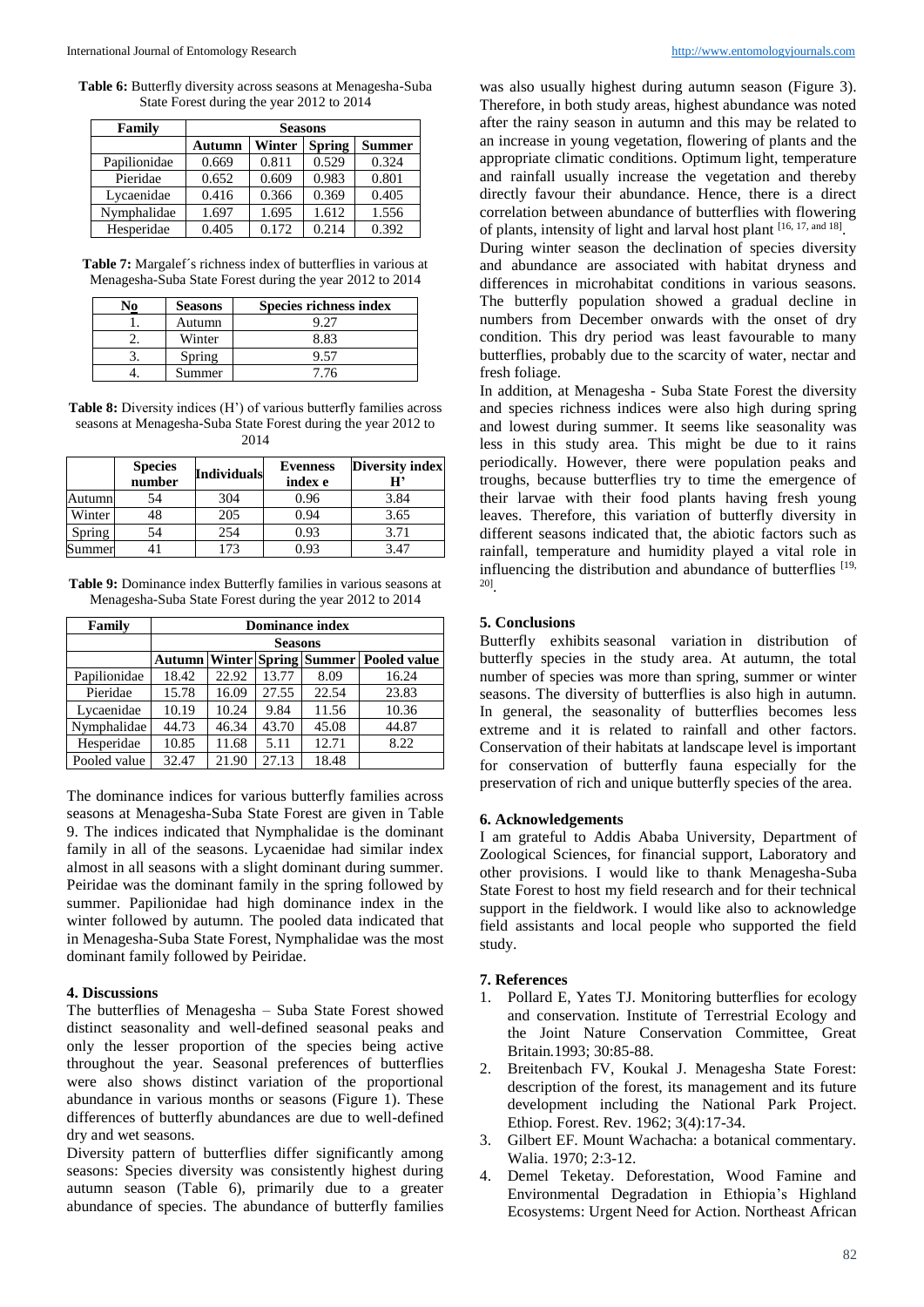**Table 6:** Butterfly diversity across seasons at Menagesha-Suba State Forest during the year 2012 to 2014

| Family | Seasons | | | |
|---|---|---|---|---|
| | Autumn | Winter | Spring | Summer |
| Papilionidae | 0.669 | 0.811 | 0.529 | 0.324 |
| Pieridae | 0.652 | 0.609 | 0.983 | 0.801 |
| Lycaenidae | 0.416 | 0.366 | 0.369 | 0.405 |
| Nymphalidae | 1.697 | 1.695 | 1.612 | 1.556 |
| Hesperidae | 0.405 | 0.172 | 0.214 | 0.392 |

**Table 7:** Margalef´s richness index of butterflies in various at Menagesha-Suba State Forest during the year 2012 to 2014

| No | Seasons | Species richness index |
|---|---|---|
| 1. | Autumn | 9.27 |
| 2. | Winter | 8.83 |
| 3. | Spring | 9.57 |
| 4. | Summer | 7.76 |

**Table 8:** Diversity indices (H') of various butterfly families across seasons at Menagesha-Suba State Forest during the year 2012 to 2014

| | Species number | Individuals | Evenness index e | Diversity index H' |
|---|---|---|---|---|
| Autumn | 54 | 304 | 0.96 | 3.84 |
| Winter | 48 | 205 | 0.94 | 3.65 |
| Spring | 54 | 254 | 0.93 | 3.71 |
| Summer | 41 | 173 | 0.93 | 3.47 |

**Table 9:** Dominance index Butterfly families in various seasons at Menagesha-Suba State Forest during the year 2012 to 2014

| Family | Dominance index | | | | |
|---|---|---|---|---|---|
| | Seasons | | | | |
| | Autumn | Winter | Spring | Summer | Pooled value |
| Papilionidae | 18.42 | 22.92 | 13.77 | 8.09 | 16.24 |
| Pieridae | 15.78 | 16.09 | 27.55 | 22.54 | 23.83 |
| Lycaenidae | 10.19 | 10.24 | 9.84 | 11.56 | 10.36 |
| Nymphalidae | 44.73 | 46.34 | 43.70 | 45.08 | 44.87 |
| Hesperidae | 10.85 | 11.68 | 5.11 | 12.71 | 8.22 |
| Pooled value | 32.47 | 21.90 | 27.13 | 18.48 | |

The dominance indices for various butterfly families across seasons at Menagesha-Suba State Forest are given in Table 9. The indices indicated that Nymphalidae is the dominant family in all of the seasons. Lycaenidae had similar index almost in all seasons with a slight dominant during summer. Peiridae was the dominant family in the spring followed by summer. Papilionidae had high dominance index in the winter followed by autumn. The pooled data indicated that in Menagesha-Suba State Forest, Nymphalidae was the most dominant family followed by Peiridae.

## 4. Discussions

The butterflies of Menagesha – Suba State Forest showed distinct seasonality and well-defined seasonal peaks and only the lesser proportion of the species being active throughout the year. Seasonal preferences of butterflies were also shows distinct variation of the proportional abundance in various months or seasons (Figure 1). These differences of butterfly abundances are due to well-defined dry and wet seasons.

Diversity pattern of butterflies differ significantly among seasons: Species diversity was consistently highest during autumn season (Table 6), primarily due to a greater abundance of species. The abundance of butterfly families was also usually highest during autumn season (Figure 3). Therefore, in both study areas, highest abundance was noted after the rainy season in autumn and this may be related to an increase in young vegetation, flowering of plants and the appropriate climatic conditions. Optimum light, temperature and rainfall usually increase the vegetation and thereby directly favour their abundance. Hence, there is a direct correlation between abundance of butterflies with flowering of plants, intensity of light and larval host plant [16, 17, and 18].

During winter season the declination of species diversity and abundance are associated with habitat dryness and differences in microhabitat conditions in various seasons. The butterfly population showed a gradual decline in numbers from December onwards with the onset of dry condition. This dry period was least favourable to many butterflies, probably due to the scarcity of water, nectar and fresh foliage.

In addition, at Menagesha - Suba State Forest the diversity and species richness indices were also high during spring and lowest during summer. It seems like seasonality was less in this study area. This might be due to it rains periodically. However, there were population peaks and troughs, because butterflies try to time the emergence of their larvae with their food plants having fresh young leaves. Therefore, this variation of butterfly diversity in different seasons indicated that, the abiotic factors such as rainfall, temperature and humidity played a vital role in influencing the distribution and abundance of butterflies [19, 20].

## 5. Conclusions

Butterfly exhibits seasonal variation in distribution of butterfly species in the study area. At autumn, the total number of species was more than spring, summer or winter seasons. The diversity of butterflies is also high in autumn. In general, the seasonality of butterflies becomes less extreme and it is related to rainfall and other factors. Conservation of their habitats at landscape level is important for conservation of butterfly fauna especially for the preservation of rich and unique butterfly species of the area.

## 6. Acknowledgements

I am grateful to Addis Ababa University, Department of Zoological Sciences, for financial support, Laboratory and other provisions. I would like to thank Menagesha-Suba State Forest to host my field research and for their technical support in the fieldwork. I would like also to acknowledge field assistants and local people who supported the field study.

## 7. References

1. Pollard E, Yates TJ. Monitoring butterflies for ecology and conservation. Institute of Terrestrial Ecology and the Joint Nature Conservation Committee, Great Britain.1993; 30:85-88.
2. Breitenbach FV, Koukal J. Menagesha State Forest: description of the forest, its management and its future development including the National Park Project. Ethiop. Forest. Rev. 1962; 3(4):17-34.
3. Gilbert EF. Mount Wachacha: a botanical commentary. Walia. 1970; 2:3-12.
4. Demel Teketay. Deforestation, Wood Famine and Environmental Degradation in Ethiopia's Highland Ecosystems: Urgent Need for Action. Northeast African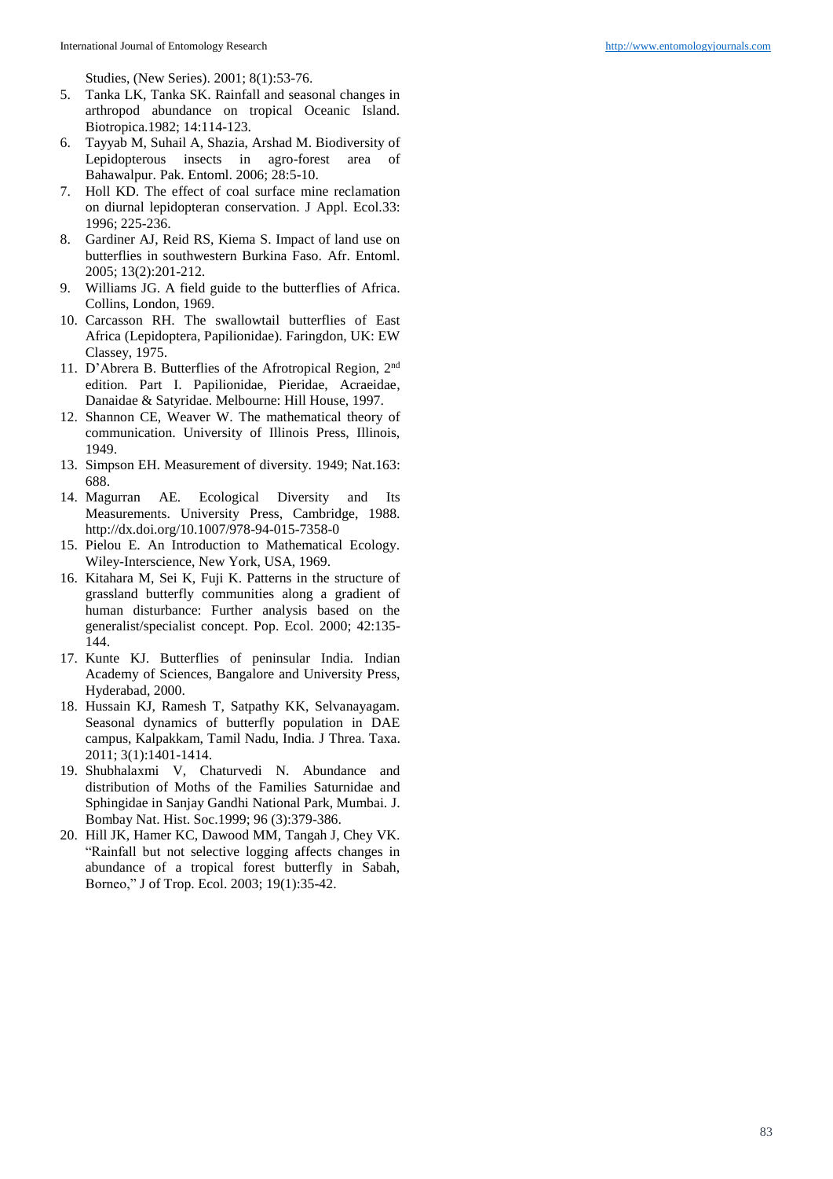Studies, (New Series). 2001; 8(1):53-76.

5. Tanka LK, Tanka SK. Rainfall and seasonal changes in arthropod abundance on tropical Oceanic Island. Biotropica.1982; 14:114-123.
6. Tayyab M, Suhail A, Shazia, Arshad M. Biodiversity of Lepidopterous insects in agro-forest area of Bahawalpur. Pak. Entoml. 2006; 28:5-10.
7. Holl KD. The effect of coal surface mine reclamation on diurnal lepidopteran conservation. J Appl. Ecol.33: 1996; 225-236.
8. Gardiner AJ, Reid RS, Kiema S. Impact of land use on butterflies in southwestern Burkina Faso. Afr. Entoml. 2005; 13(2):201-212.
9. Williams JG. A field guide to the butterflies of Africa. Collins, London, 1969.
10. Carcasson RH. The swallowtail butterflies of East Africa (Lepidoptera, Papilionidae). Faringdon, UK: EW Classey, 1975.
11. D'Abrera B. Butterflies of the Afrotropical Region, 2nd edition. Part I. Papilionidae, Pieridae, Acraeidae, Danaidae & Satyridae. Melbourne: Hill House, 1997.
12. Shannon CE, Weaver W. The mathematical theory of communication. University of Illinois Press, Illinois, 1949.
13. Simpson EH. Measurement of diversity. 1949; Nat.163: 688.
14. Magurran AE. Ecological Diversity and Its Measurements. University Press, Cambridge, 1988. http://dx.doi.org/10.1007/978-94-015-7358-0
15. Pielou E. An Introduction to Mathematical Ecology. Wiley-Interscience, New York, USA, 1969.
16. Kitahara M, Sei K, Fuji K. Patterns in the structure of grassland butterfly communities along a gradient of human disturbance: Further analysis based on the generalist/specialist concept. Pop. Ecol. 2000; 42:135-144.
17. Kunte KJ. Butterflies of peninsular India. Indian Academy of Sciences, Bangalore and University Press, Hyderabad, 2000.
18. Hussain KJ, Ramesh T, Satpathy KK, Selvanayagam. Seasonal dynamics of butterfly population in DAE campus, Kalpakkam, Tamil Nadu, India. J Threa. Taxa. 2011; 3(1):1401-1414.
19. Shubhalaxmi V, Chaturvedi N. Abundance and distribution of Moths of the Families Saturnidae and Sphingidae in Sanjay Gandhi National Park, Mumbai. J. Bombay Nat. Hist. Soc.1999; 96 (3):379-386.
20. Hill JK, Hamer KC, Dawood MM, Tangah J, Chey VK. "Rainfall but not selective logging affects changes in abundance of a tropical forest butterfly in Sabah, Borneo," J of Trop. Ecol. 2003; 19(1):35-42.